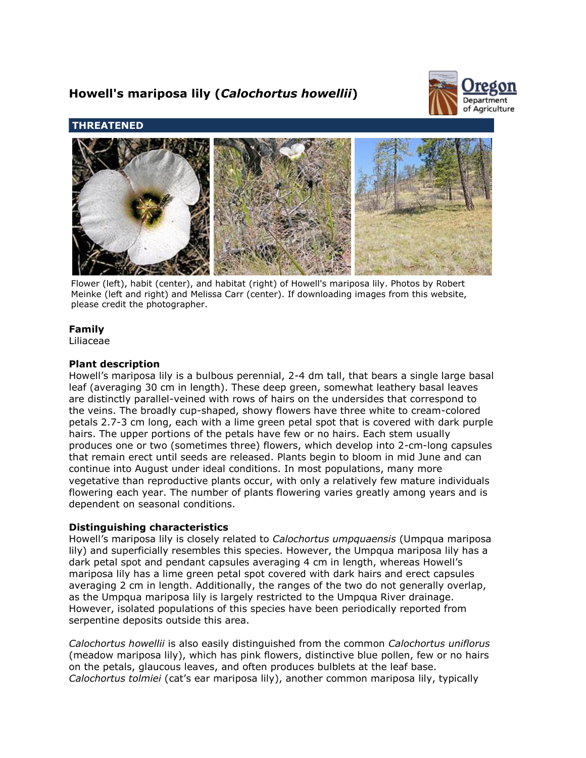# Howell's mariposa lily (*Calochortus howellii*)

**THREATENED**

Flower (left), habit (center), and habitat (right) of Howell's mariposa lily. Photos by Robert Meinke (left and right) and Melissa Carr (center). If downloading images from this website, please credit the photographer.

### Family

Liliaceae

### Plant description

Howell's mariposa lily is a bulbous perennial, 2-4 dm tall, that bears a single large basal leaf (averaging 30 cm in length). These deep green, somewhat leathery basal leaves are distinctly parallel-veined with rows of hairs on the undersides that correspond to the veins. The broadly cup-shaped, showy flowers have three white to cream-colored petals 2.7-3 cm long, each with a lime green petal spot that is covered with dark purple hairs. The upper portions of the petals have few or no hairs. Each stem usually produces one or two (sometimes three) flowers, which develop into 2-cm-long capsules that remain erect until seeds are released. Plants begin to bloom in mid June and can continue into August under ideal conditions. In most populations, many more vegetative than reproductive plants occur, with only a relatively few mature individuals flowering each year. The number of plants flowering varies greatly among years and is dependent on seasonal conditions.

### Distinguishing characteristics

Howell's mariposa lily is closely related to *Calochortus umpquaensis* (Umpqua mariposa lily) and superficially resembles this species. However, the Umpqua mariposa lily has a dark petal spot and pendant capsules averaging 4 cm in length, whereas Howell's mariposa lily has a lime green petal spot covered with dark hairs and erect capsules averaging 2 cm in length. Additionally, the ranges of the two do not generally overlap, as the Umpqua mariposa lily is largely restricted to the Umpqua River drainage. However, isolated populations of this species have been periodically reported from serpentine deposits outside this area.

*Calochortus howellii* is also easily distinguished from the common *Calochortus uniflorus* (meadow mariposa lily), which has pink flowers, distinctive blue pollen, few or no hairs on the petals, glaucous leaves, and often produces bulblets at the leaf base. *Calochortus tolmiei* (cat's ear mariposa lily), another common mariposa lily, typically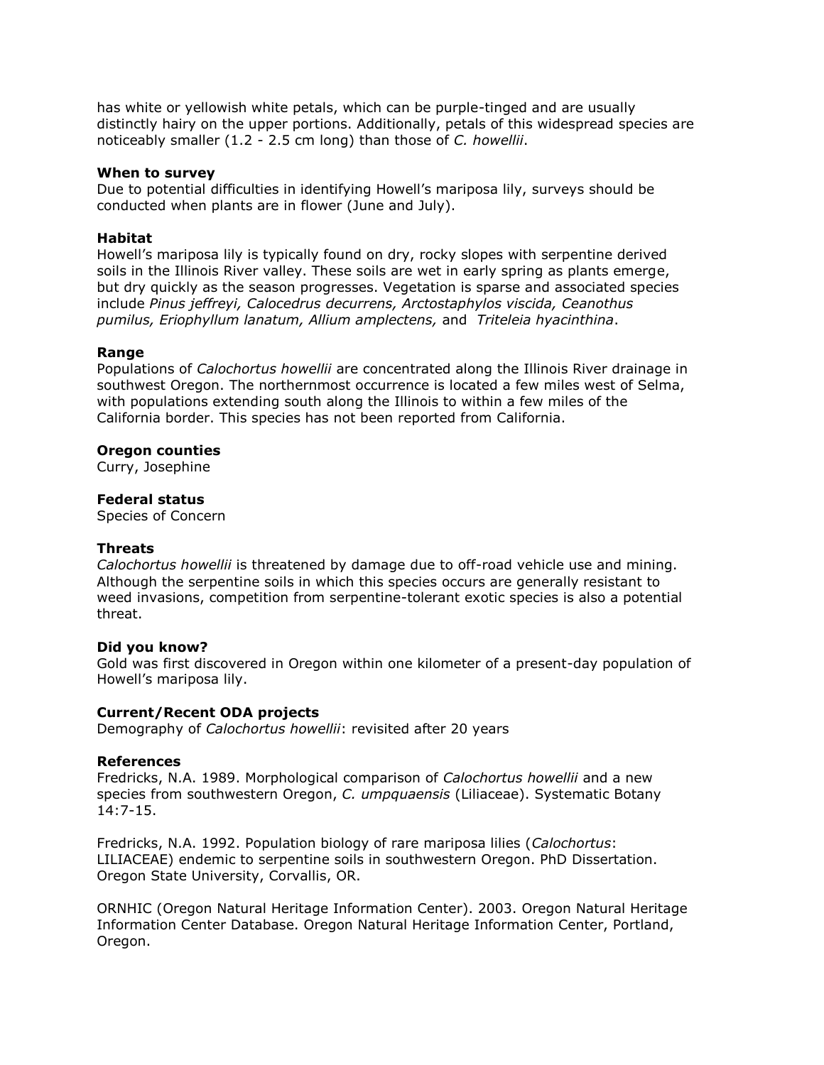has white or yellowish white petals, which can be purple-tinged and are usually distinctly hairy on the upper portions. Additionally, petals of this widespread species are noticeably smaller (1.2 - 2.5 cm long) than those of *C. howellii*.

**When to survey**

Due to potential difficulties in identifying Howell's mariposa lily, surveys should be conducted when plants are in flower (June and July).

**Habitat**

Howell's mariposa lily is typically found on dry, rocky slopes with serpentine derived soils in the Illinois River valley. These soils are wet in early spring as plants emerge, but dry quickly as the season progresses. Vegetation is sparse and associated species include *Pinus jeffreyi, Calocedrus decurrens, Arctostaphylos viscida, Ceanothus pumilus, Eriophyllum lanatum, Allium amplectens,* and *Triteleia hyacinthina*.

**Range**

Populations of *Calochortus howellii* are concentrated along the Illinois River drainage in southwest Oregon. The northernmost occurrence is located a few miles west of Selma, with populations extending south along the Illinois to within a few miles of the California border. This species has not been reported from California.

**Oregon counties**

Curry, Josephine

**Federal status**

Species of Concern

**Threats**

*Calochortus howellii* is threatened by damage due to off-road vehicle use and mining. Although the serpentine soils in which this species occurs are generally resistant to weed invasions, competition from serpentine-tolerant exotic species is also a potential threat.

**Did you know?**

Gold was first discovered in Oregon within one kilometer of a present-day population of Howell's mariposa lily.

**Current/Recent ODA projects**

Demography of *Calochortus howellii*: revisited after 20 years

**References**

Fredricks, N.A. 1989. Morphological comparison of *Calochortus howellii* and a new species from southwestern Oregon, *C. umpquaensis* (Liliaceae). Systematic Botany 14:7-15.

Fredricks, N.A. 1992. Population biology of rare mariposa lilies (*Calochortus*: LILIACEAE) endemic to serpentine soils in southwestern Oregon. PhD Dissertation. Oregon State University, Corvallis, OR.

ORNHIC (Oregon Natural Heritage Information Center). 2003. Oregon Natural Heritage Information Center Database. Oregon Natural Heritage Information Center, Portland, Oregon.